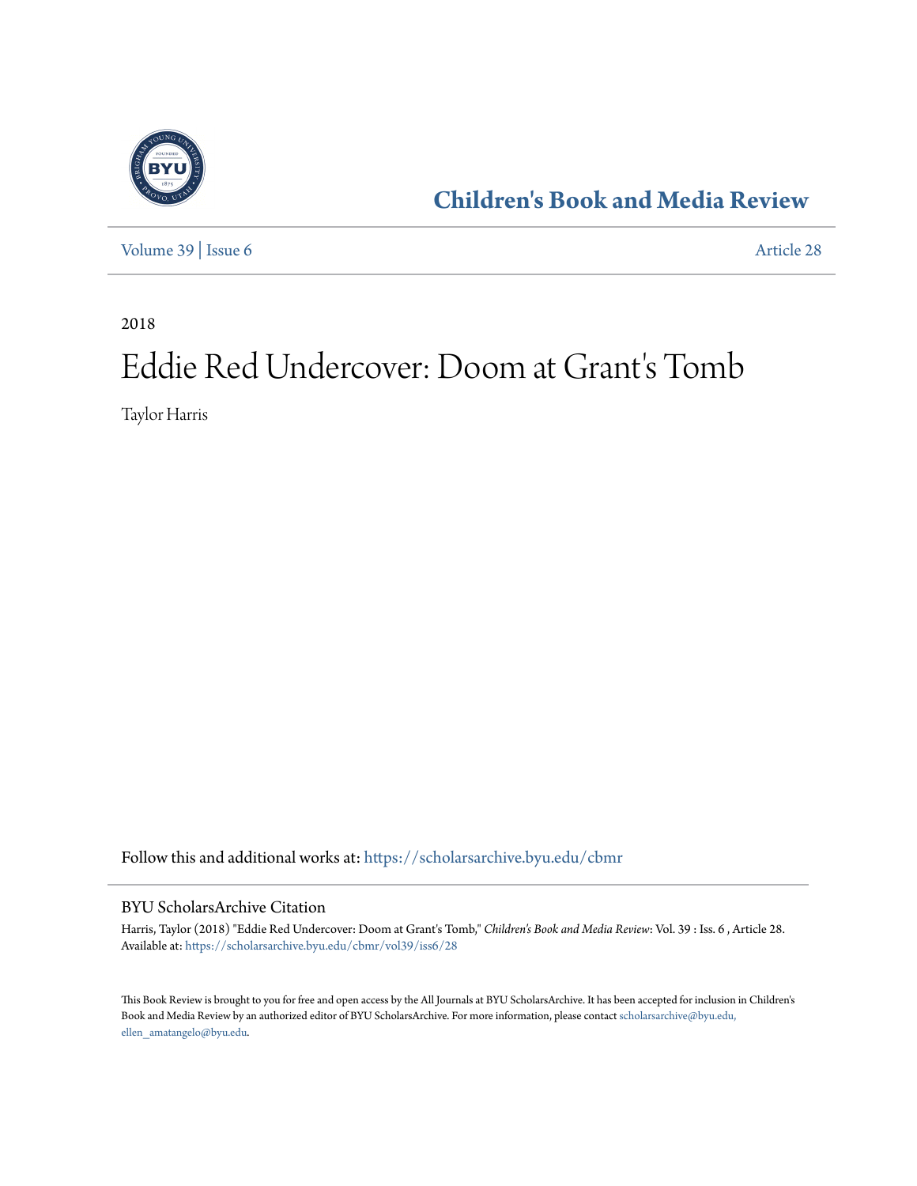# Children's Book and Media Review

Volume 39 | Issue 6 Article 28

2018

# Eddie Red Undercover: Doom at Grant's Tomb

Taylor Harris

Follow this and additional works at: https://scholarsarchive.byu.edu/cbmr

## BYU ScholarsArchive Citation

Harris, Taylor (2018) "Eddie Red Undercover: Doom at Grant's Tomb," *Children's Book and Media Review*: Vol. 39 : Iss. 6 , Article 28.
Available at: https://scholarsarchive.byu.edu/cbmr/vol39/iss6/28

This Book Review is brought to you for free and open access by the All Journals at BYU ScholarsArchive. It has been accepted for inclusion in Children's Book and Media Review by an authorized editor of BYU ScholarsArchive. For more information, please contact scholarsarchive@byu.edu, ellen_amatangelo@byu.edu.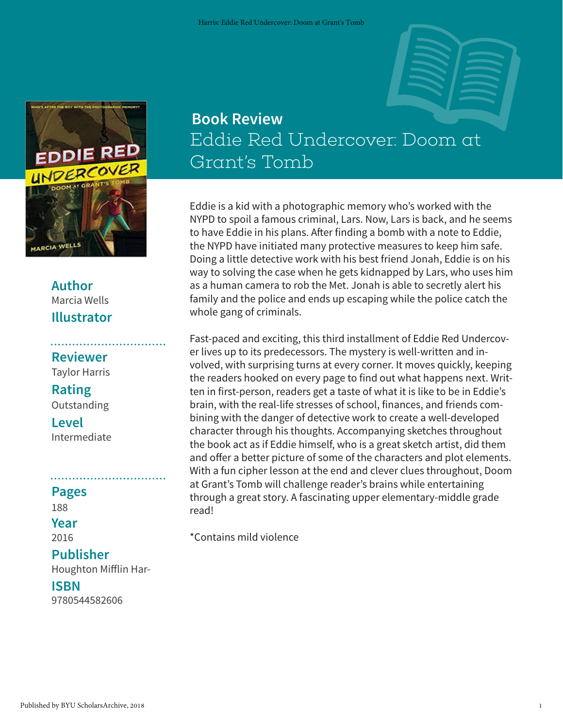## Book Review

# Eddie Red Undercover: Doom at Grant's Tomb

**Author**
Marcia Wells

**Illustrator**

**Reviewer**
Taylor Harris

**Rating**
Outstanding

**Level**
Intermediate

**Pages**
188

**Year**
2016

**Publisher**
Houghton Mifflin Har-

**ISBN**
9780544582606

Eddie is a kid with a photographic memory who's worked with the NYPD to spoil a famous criminal, Lars. Now, Lars is back, and he seems to have Eddie in his plans. After finding a bomb with a note to Eddie, the NYPD have initiated many protective measures to keep him safe. Doing a little detective work with his best friend Jonah, Eddie is on his way to solving the case when he gets kidnapped by Lars, who uses him as a human camera to rob the Met. Jonah is able to secretly alert his family and the police and ends up escaping while the police catch the whole gang of criminals.

Fast-paced and exciting, this third installment of Eddie Red Undercover lives up to its predecessors. The mystery is well-written and involved, with surprising turns at every corner. It moves quickly, keeping the readers hooked on every page to find out what happens next. Written in first-person, readers get a taste of what it is like to be in Eddie's brain, with the real-life stresses of school, finances, and friends combining with the danger of detective work to create a well-developed character through his thoughts. Accompanying sketches throughout the book act as if Eddie himself, who is a great sketch artist, did them and offer a better picture of some of the characters and plot elements. With a fun cipher lesson at the end and clever clues throughout, Doom at Grant's Tomb will challenge reader's brains while entertaining through a great story. A fascinating upper elementary-middle grade read!

*Contains mild violence